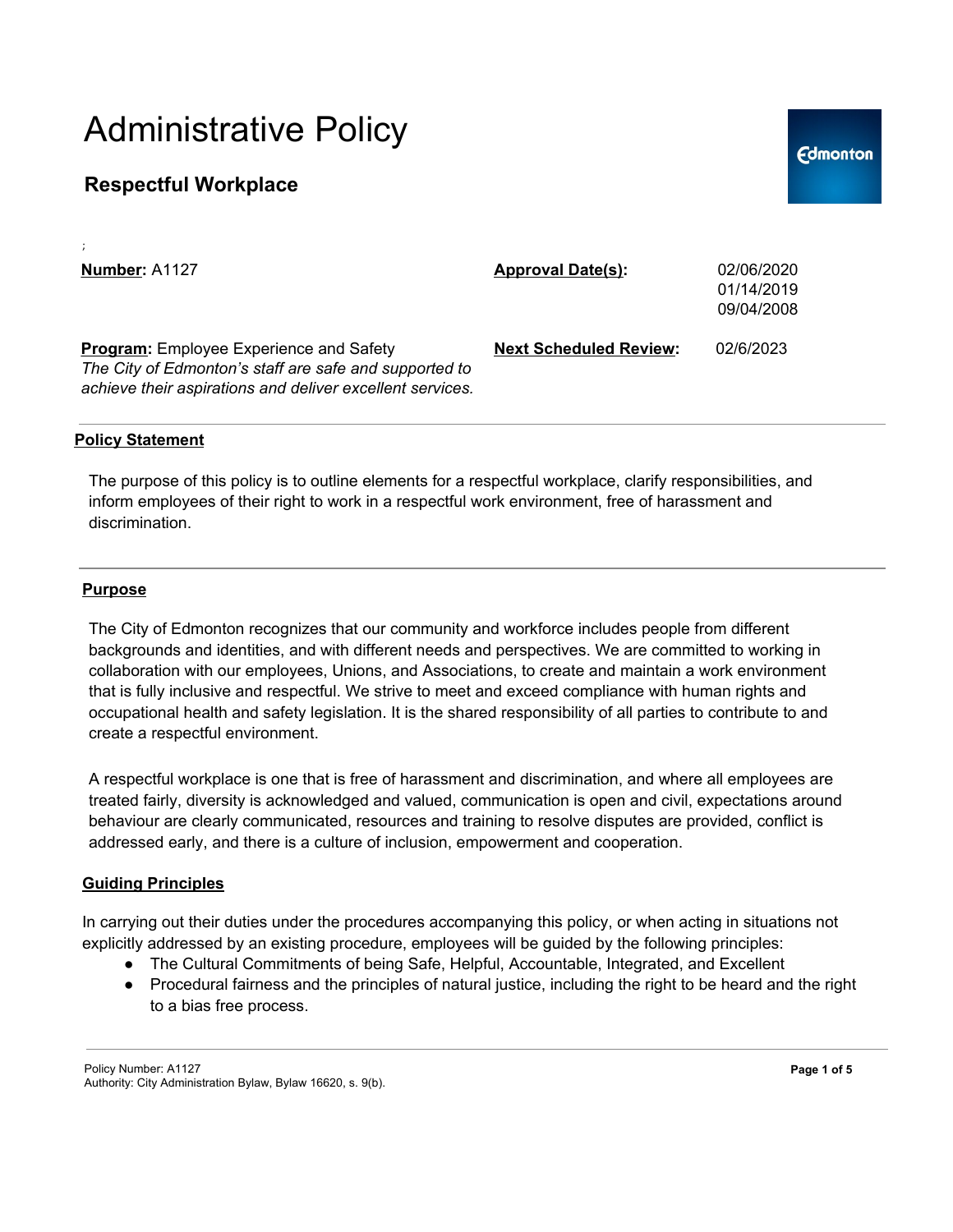# Administrative Policy

## Respectful Workplace

;

| **Number:** A1127 | **Approval Date(s):** | 02/06/2020<br>01/14/2019<br>09/04/2008 |
|---|---|---|
| **Program:** Employee Experience and Safety<br>*The City of Edmonton's staff are safe and supported to achieve their aspirations and deliver excellent services.* | **Next Scheduled Review:** | 02/6/2023 |

### Policy Statement

The purpose of this policy is to outline elements for a respectful workplace, clarify responsibilities, and inform employees of their right to work in a respectful work environment, free of harassment and discrimination.

### Purpose

The City of Edmonton recognizes that our community and workforce includes people from different backgrounds and identities, and with different needs and perspectives. We are committed to working in collaboration with our employees, Unions, and Associations, to create and maintain a work environment that is fully inclusive and respectful. We strive to meet and exceed compliance with human rights and occupational health and safety legislation. It is the shared responsibility of all parties to contribute to and create a respectful environment.

A respectful workplace is one that is free of harassment and discrimination, and where all employees are treated fairly, diversity is acknowledged and valued, communication is open and civil, expectations around behaviour are clearly communicated, resources and training to resolve disputes are provided, conflict is addressed early, and there is a culture of inclusion, empowerment and cooperation.

### Guiding Principles

In carrying out their duties under the procedures accompanying this policy, or when acting in situations not explicitly addressed by an existing procedure, employees will be guided by the following principles:

- The Cultural Commitments of being Safe, Helpful, Accountable, Integrated, and Excellent
- Procedural fairness and the principles of natural justice, including the right to be heard and the right to a bias free process.

Policy Number: A1127
Authority: City Administration Bylaw, Bylaw 16620, s. 9(b).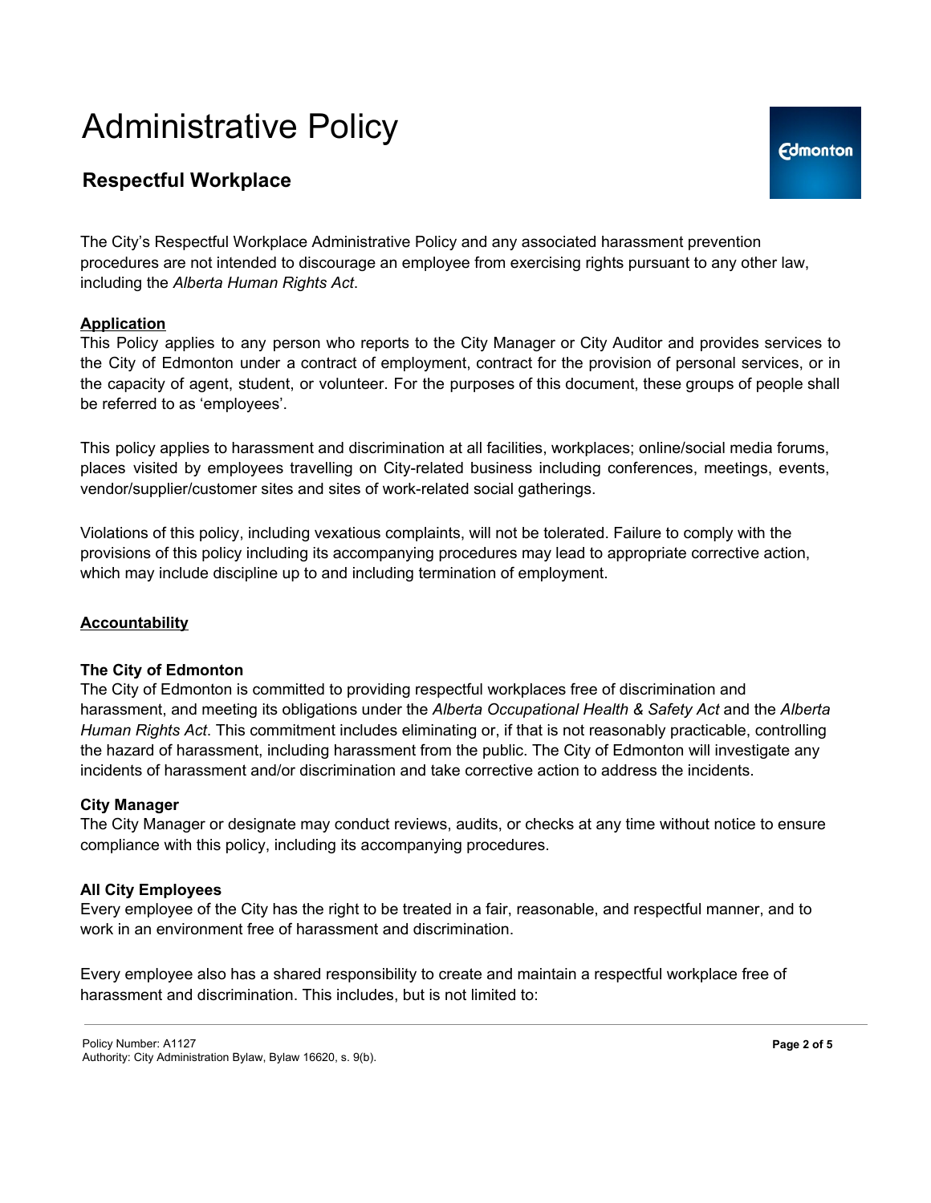# Administrative Policy

## Respectful Workplace

The City's Respectful Workplace Administrative Policy and any associated harassment prevention procedures are not intended to discourage an employee from exercising rights pursuant to any other law, including the *Alberta Human Rights Act*.

**Application**

This Policy applies to any person who reports to the City Manager or City Auditor and provides services to the City of Edmonton under a contract of employment, contract for the provision of personal services, or in the capacity of agent, student, or volunteer. For the purposes of this document, these groups of people shall be referred to as 'employees'.

This policy applies to harassment and discrimination at all facilities, workplaces; online/social media forums, places visited by employees travelling on City-related business including conferences, meetings, events, vendor/supplier/customer sites and sites of work-related social gatherings.

Violations of this policy, including vexatious complaints, will not be tolerated. Failure to comply with the provisions of this policy including its accompanying procedures may lead to appropriate corrective action, which may include discipline up to and including termination of employment.

**Accountability**

**The City of Edmonton**

The City of Edmonton is committed to providing respectful workplaces free of discrimination and harassment, and meeting its obligations under the *Alberta Occupational Health & Safety Act* and the *Alberta Human Rights Act*. This commitment includes eliminating or, if that is not reasonably practicable, controlling the hazard of harassment, including harassment from the public. The City of Edmonton will investigate any incidents of harassment and/or discrimination and take corrective action to address the incidents.

**City Manager**

The City Manager or designate may conduct reviews, audits, or checks at any time without notice to ensure compliance with this policy, including its accompanying procedures.

**All City Employees**

Every employee of the City has the right to be treated in a fair, reasonable, and respectful manner, and to work in an environment free of harassment and discrimination.

Every employee also has a shared responsibility to create and maintain a respectful workplace free of harassment and discrimination. This includes, but is not limited to:

Policy Number: A1127
Authority: City Administration Bylaw, Bylaw 16620, s. 9(b).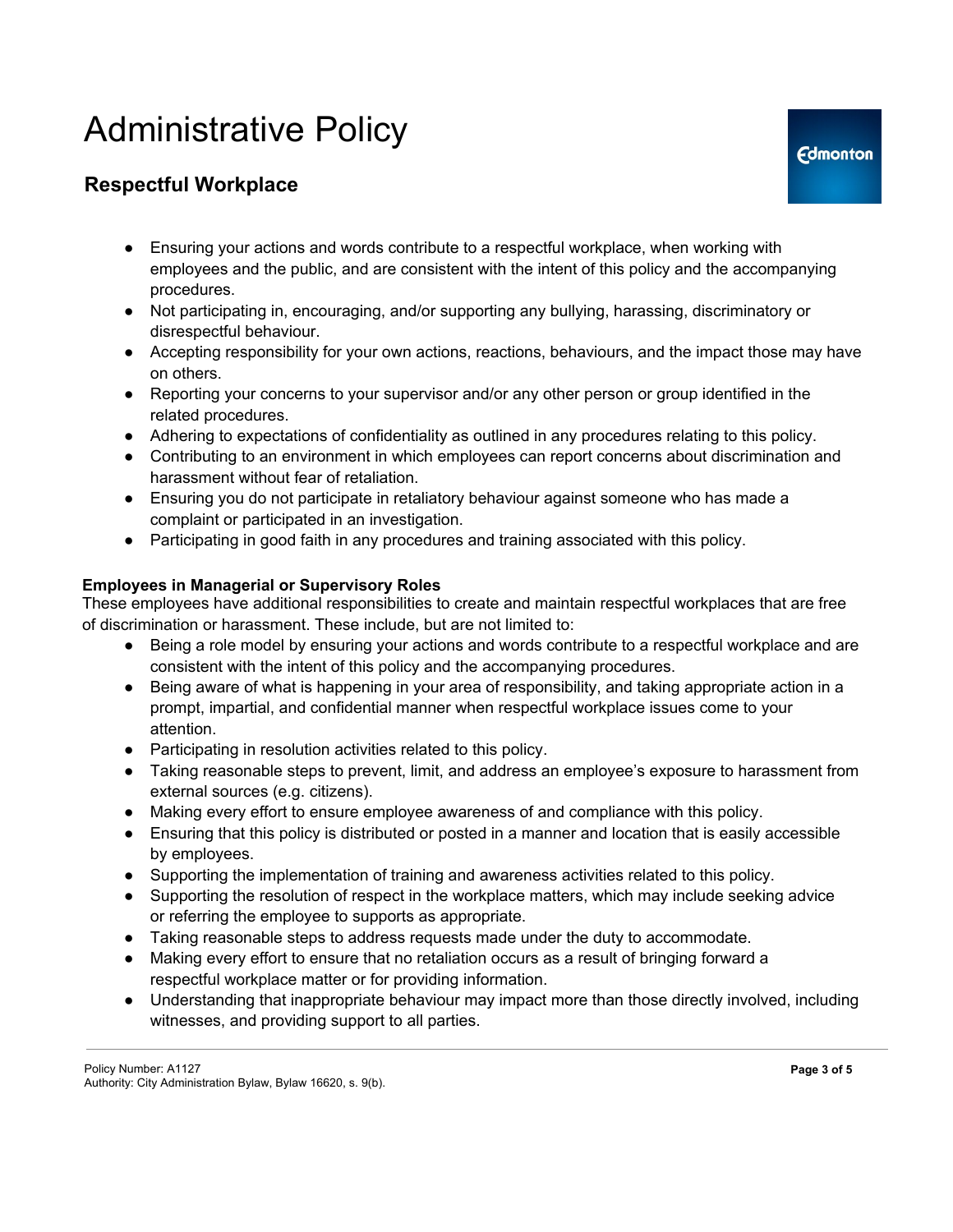- Ensuring your actions and words contribute to a respectful workplace, when working with employees and the public, and are consistent with the intent of this policy and the accompanying procedures.
- Not participating in, encouraging, and/or supporting any bullying, harassing, discriminatory or disrespectful behaviour.
- Accepting responsibility for your own actions, reactions, behaviours, and the impact those may have on others.
- Reporting your concerns to your supervisor and/or any other person or group identified in the related procedures.
- Adhering to expectations of confidentiality as outlined in any procedures relating to this policy.
- Contributing to an environment in which employees can report concerns about discrimination and harassment without fear of retaliation.
- Ensuring you do not participate in retaliatory behaviour against someone who has made a complaint or participated in an investigation.
- Participating in good faith in any procedures and training associated with this policy.

**Employees in Managerial or Supervisory Roles**

These employees have additional responsibilities to create and maintain respectful workplaces that are free of discrimination or harassment. These include, but are not limited to:

- Being a role model by ensuring your actions and words contribute to a respectful workplace and are consistent with the intent of this policy and the accompanying procedures.
- Being aware of what is happening in your area of responsibility, and taking appropriate action in a prompt, impartial, and confidential manner when respectful workplace issues come to your attention.
- Participating in resolution activities related to this policy.
- Taking reasonable steps to prevent, limit, and address an employee's exposure to harassment from external sources (e.g. citizens).
- Making every effort to ensure employee awareness of and compliance with this policy.
- Ensuring that this policy is distributed or posted in a manner and location that is easily accessible by employees.
- Supporting the implementation of training and awareness activities related to this policy.
- Supporting the resolution of respect in the workplace matters, which may include seeking advice or referring the employee to supports as appropriate.
- Taking reasonable steps to address requests made under the duty to accommodate.
- Making every effort to ensure that no retaliation occurs as a result of bringing forward a respectful workplace matter or for providing information.
- Understanding that inappropriate behaviour may impact more than those directly involved, including witnesses, and providing support to all parties.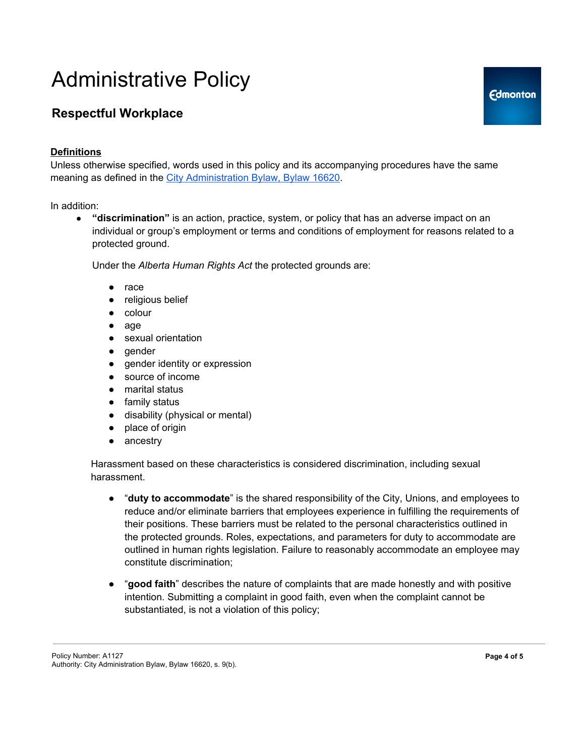# Administrative Policy

## Respectful Workplace

**Definitions**

Unless otherwise specified, words used in this policy and its accompanying procedures have the same meaning as defined in the City Administration Bylaw, Bylaw 16620.

In addition:

- **"discrimination"** is an action, practice, system, or policy that has an adverse impact on an individual or group's employment or terms and conditions of employment for reasons related to a protected ground.

  Under the *Alberta Human Rights Act* the protected grounds are:

  - race
  - religious belief
  - colour
  - age
  - sexual orientation
  - gender
  - gender identity or expression
  - source of income
  - marital status
  - family status
  - disability (physical or mental)
  - place of origin
  - ancestry

  Harassment based on these characteristics is considered discrimination, including sexual harassment.

- "**duty to accommodate**" is the shared responsibility of the City, Unions, and employees to reduce and/or eliminate barriers that employees experience in fulfilling the requirements of their positions. These barriers must be related to the personal characteristics outlined in the protected grounds. Roles, expectations, and parameters for duty to accommodate are outlined in human rights legislation. Failure to reasonably accommodate an employee may constitute discrimination;

- "**good faith**" describes the nature of complaints that are made honestly and with positive intention. Submitting a complaint in good faith, even when the complaint cannot be substantiated, is not a violation of this policy;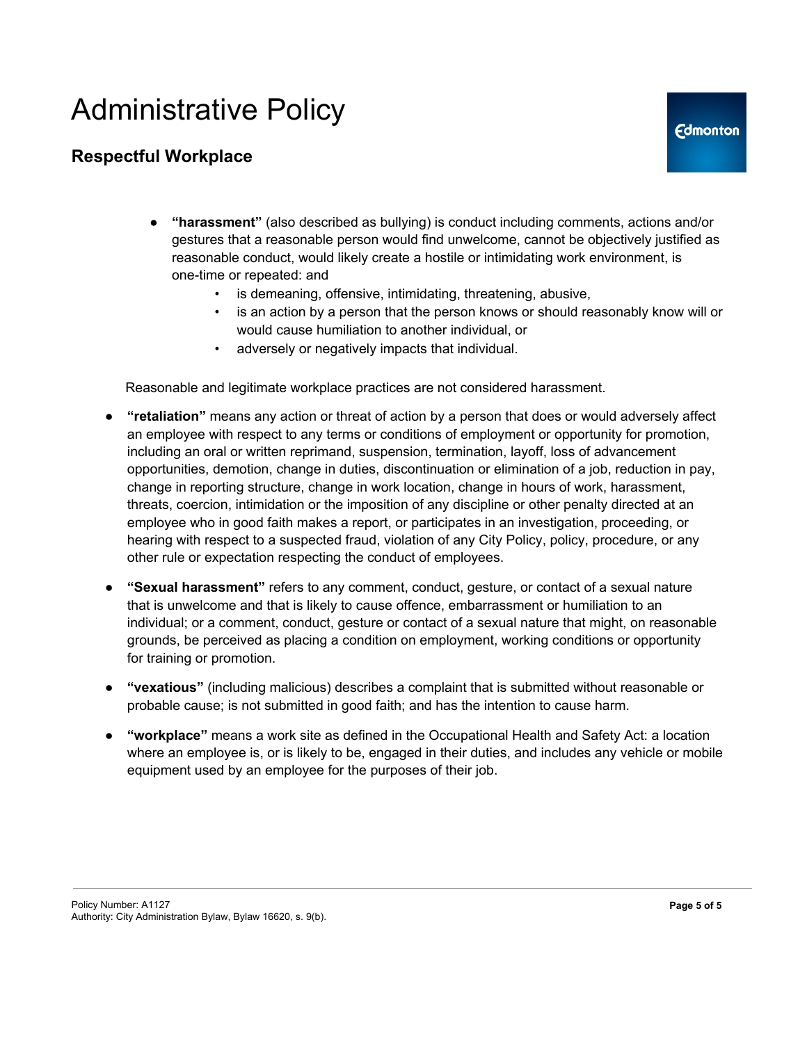# Administrative Policy

## Respectful Workplace

- **"harassment"** (also described as bullying) is conduct including comments, actions and/or gestures that a reasonable person would find unwelcome, cannot be objectively justified as reasonable conduct, would likely create a hostile or intimidating work environment, is one-time or repeated: and
    - is demeaning, offensive, intimidating, threatening, abusive,
    - is an action by a person that the person knows or should reasonably know will or would cause humiliation to another individual, or
    - adversely or negatively impacts that individual.

  Reasonable and legitimate workplace practices are not considered harassment.

- **"retaliation"** means any action or threat of action by a person that does or would adversely affect an employee with respect to any terms or conditions of employment or opportunity for promotion, including an oral or written reprimand, suspension, termination, layoff, loss of advancement opportunities, demotion, change in duties, discontinuation or elimination of a job, reduction in pay, change in reporting structure, change in work location, change in hours of work, harassment, threats, coercion, intimidation or the imposition of any discipline or other penalty directed at an employee who in good faith makes a report, or participates in an investigation, proceeding, or hearing with respect to a suspected fraud, violation of any City Policy, policy, procedure, or any other rule or expectation respecting the conduct of employees.

- **"Sexual harassment"** refers to any comment, conduct, gesture, or contact of a sexual nature that is unwelcome and that is likely to cause offence, embarrassment or humiliation to an individual; or a comment, conduct, gesture or contact of a sexual nature that might, on reasonable grounds, be perceived as placing a condition on employment, working conditions or opportunity for training or promotion.

- **"vexatious"** (including malicious) describes a complaint that is submitted without reasonable or probable cause; is not submitted in good faith; and has the intention to cause harm.

- **"workplace"** means a work site as defined in the Occupational Health and Safety Act: a location where an employee is, or is likely to be, engaged in their duties, and includes any vehicle or mobile equipment used by an employee for the purposes of their job.

Policy Number: A1127
Authority: City Administration Bylaw, Bylaw 16620, s. 9(b).